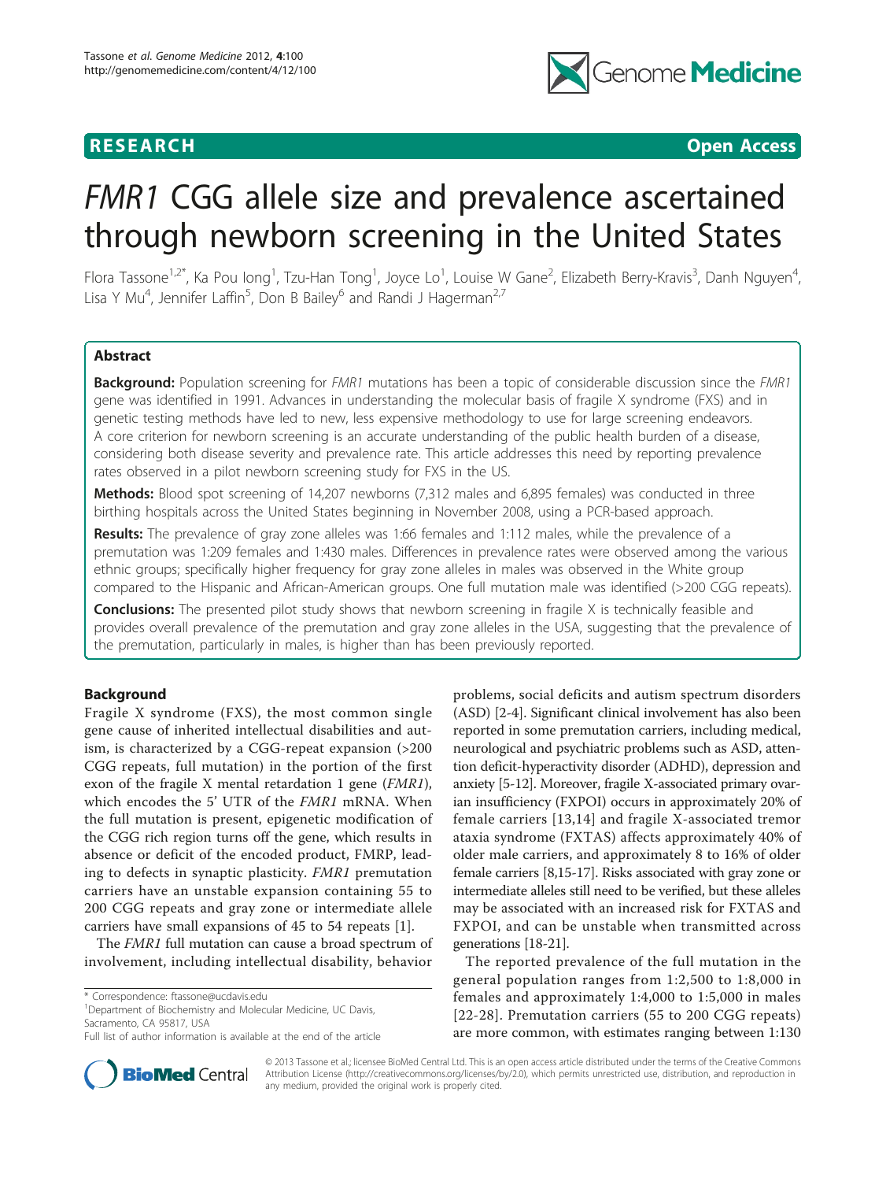**RESEARCH** **Open Access**

# *FMR1* CGG allele size and prevalence ascertained through newborn screening in the United States

Flora Tassone[1,2*], Ka Pou Iong[1], Tzu-Han Tong[1], Joyce Lo[1], Louise W Gane[2], Elizabeth Berry-Kravis[3], Danh Nguyen[4], Lisa Y Mu[4], Jennifer Laffin[5], Don B Bailey[6] and Randi J Hagerman[2,7]

## Abstract

**Background:** Population screening for *FMR1* mutations has been a topic of considerable discussion since the *FMR1* gene was identified in 1991. Advances in understanding the molecular basis of fragile X syndrome (FXS) and in genetic testing methods have led to new, less expensive methodology to use for large screening endeavors. A core criterion for newborn screening is an accurate understanding of the public health burden of a disease, considering both disease severity and prevalence rate. This article addresses this need by reporting prevalence rates observed in a pilot newborn screening study for FXS in the US.

**Methods:** Blood spot screening of 14,207 newborns (7,312 males and 6,895 females) was conducted in three birthing hospitals across the United States beginning in November 2008, using a PCR-based approach.

**Results:** The prevalence of gray zone alleles was 1:66 females and 1:112 males, while the prevalence of a premutation was 1:209 females and 1:430 males. Differences in prevalence rates were observed among the various ethnic groups; specifically higher frequency for gray zone alleles in males was observed in the White group compared to the Hispanic and African-American groups. One full mutation male was identified (>200 CGG repeats).

**Conclusions:** The presented pilot study shows that newborn screening in fragile X is technically feasible and provides overall prevalence of the premutation and gray zone alleles in the USA, suggesting that the prevalence of the premutation, particularly in males, is higher than has been previously reported.

## Background

Fragile X syndrome (FXS), the most common single gene cause of inherited intellectual disabilities and autism, is characterized by a CGG-repeat expansion (>200 CGG repeats, full mutation) in the portion of the first exon of the fragile X mental retardation 1 gene (*FMR1*), which encodes the 5' UTR of the *FMR1* mRNA. When the full mutation is present, epigenetic modification of the CGG rich region turns off the gene, which results in absence or deficit of the encoded product, FMRP, leading to defects in synaptic plasticity. *FMR1* premutation carriers have an unstable expansion containing 55 to 200 CGG repeats and gray zone or intermediate allele carriers have small expansions of 45 to 54 repeats [1].

The *FMR1* full mutation can cause a broad spectrum of involvement, including intellectual disability, behavior problems, social deficits and autism spectrum disorders (ASD) [2-4]. Significant clinical involvement has also been reported in some premutation carriers, including medical, neurological and psychiatric problems such as ASD, attention deficit-hyperactivity disorder (ADHD), depression and anxiety [5-12]. Moreover, fragile X-associated primary ovarian insufficiency (FXPOI) occurs in approximately 20% of female carriers [13,14] and fragile X-associated tremor ataxia syndrome (FXTAS) affects approximately 40% of older male carriers, and approximately 8 to 16% of older female carriers [8,15-17]. Risks associated with gray zone or intermediate alleles still need to be verified, but these alleles may be associated with an increased risk for FXTAS and FXPOI, and can be unstable when transmitted across generations [18-21].

The reported prevalence of the full mutation in the general population ranges from 1:2,500 to 1:8,000 in females and approximately 1:4,000 to 1:5,000 in males [22-28]. Premutation carriers (55 to 200 CGG repeats) are more common, with estimates ranging between 1:130

\* Correspondence: ftassone@ucdavis.edu
[1]Department of Biochemistry and Molecular Medicine, UC Davis, Sacramento, CA 95817, USA
Full list of author information is available at the end of the article

© 2013 Tassone et al.; licensee BioMed Central Ltd. This is an open access article distributed under the terms of the Creative Commons Attribution License (http://creativecommons.org/licenses/by/2.0), which permits unrestricted use, distribution, and reproduction in any medium, provided the original work is properly cited.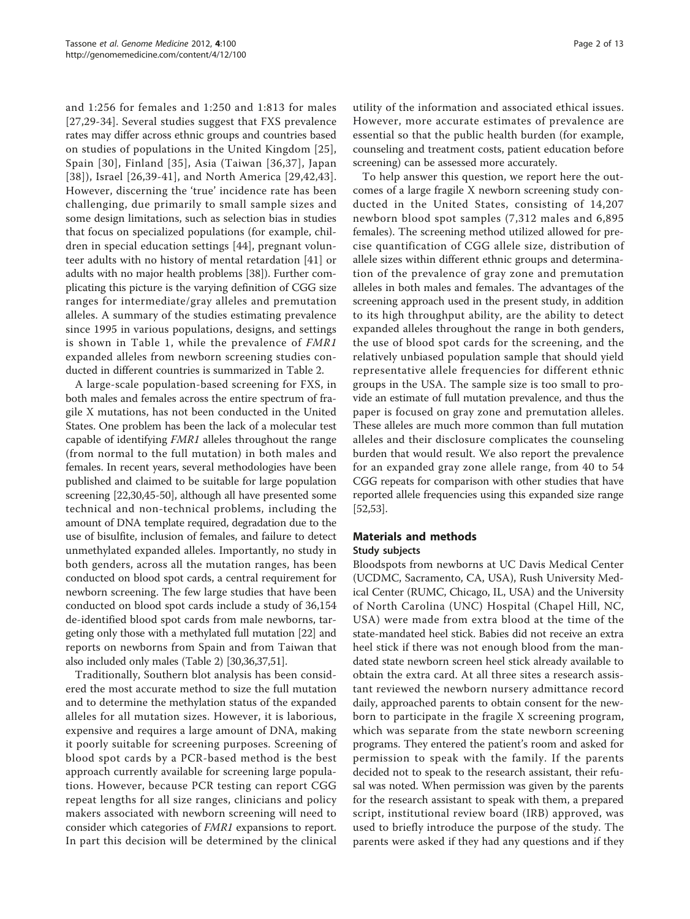and 1:256 for females and 1:250 and 1:813 for males [27,29-34]. Several studies suggest that FXS prevalence rates may differ across ethnic groups and countries based on studies of populations in the United Kingdom [25], Spain [30], Finland [35], Asia (Taiwan [36,37], Japan [38]), Israel [26,39-41], and North America [29,42,43]. However, discerning the 'true' incidence rate has been challenging, due primarily to small sample sizes and some design limitations, such as selection bias in studies that focus on specialized populations (for example, children in special education settings [44], pregnant volunteer adults with no history of mental retardation [41] or adults with no major health problems [38]). Further complicating this picture is the varying definition of CGG size ranges for intermediate/gray alleles and premutation alleles. A summary of the studies estimating prevalence since 1995 in various populations, designs, and settings is shown in Table 1, while the prevalence of *FMR1* expanded alleles from newborn screening studies conducted in different countries is summarized in Table 2.

A large-scale population-based screening for FXS, in both males and females across the entire spectrum of fragile X mutations, has not been conducted in the United States. One problem has been the lack of a molecular test capable of identifying *FMR1* alleles throughout the range (from normal to the full mutation) in both males and females. In recent years, several methodologies have been published and claimed to be suitable for large population screening [22,30,45-50], although all have presented some technical and non-technical problems, including the amount of DNA template required, degradation due to the use of bisulfite, inclusion of females, and failure to detect unmethylated expanded alleles. Importantly, no study in both genders, across all the mutation ranges, has been conducted on blood spot cards, a central requirement for newborn screening. The few large studies that have been conducted on blood spot cards include a study of 36,154 de-identified blood spot cards from male newborns, targeting only those with a methylated full mutation [22] and reports on newborns from Spain and from Taiwan that also included only males (Table 2) [30,36,37,51].

Traditionally, Southern blot analysis has been considered the most accurate method to size the full mutation and to determine the methylation status of the expanded alleles for all mutation sizes. However, it is laborious, expensive and requires a large amount of DNA, making it poorly suitable for screening purposes. Screening of blood spot cards by a PCR-based method is the best approach currently available for screening large populations. However, because PCR testing can report CGG repeat lengths for all size ranges, clinicians and policy makers associated with newborn screening will need to consider which categories of *FMR1* expansions to report. In part this decision will be determined by the clinical utility of the information and associated ethical issues. However, more accurate estimates of prevalence are essential so that the public health burden (for example, counseling and treatment costs, patient education before screening) can be assessed more accurately.

To help answer this question, we report here the outcomes of a large fragile X newborn screening study conducted in the United States, consisting of 14,207 newborn blood spot samples (7,312 males and 6,895 females). The screening method utilized allowed for precise quantification of CGG allele size, distribution of allele sizes within different ethnic groups and determination of the prevalence of gray zone and premutation alleles in both males and females. The advantages of the screening approach used in the present study, in addition to its high throughput ability, are the ability to detect expanded alleles throughout the range in both genders, the use of blood spot cards for the screening, and the relatively unbiased population sample that should yield representative allele frequencies for different ethnic groups in the USA. The sample size is too small to provide an estimate of full mutation prevalence, and thus the paper is focused on gray zone and premutation alleles. These alleles are much more common than full mutation alleles and their disclosure complicates the counseling burden that would result. We also report the prevalence for an expanded gray zone allele range, from 40 to 54 CGG repeats for comparison with other studies that have reported allele frequencies using this expanded size range [52,53].

## Materials and methods

### Study subjects

Bloodspots from newborns at UC Davis Medical Center (UCDMC, Sacramento, CA, USA), Rush University Medical Center (RUMC, Chicago, IL, USA) and the University of North Carolina (UNC) Hospital (Chapel Hill, NC, USA) were made from extra blood at the time of the state-mandated heel stick. Babies did not receive an extra heel stick if there was not enough blood from the mandated state newborn screen heel stick already available to obtain the extra card. At all three sites a research assistant reviewed the newborn nursery admittance record daily, approached parents to obtain consent for the newborn to participate in the fragile X screening program, which was separate from the state newborn screening programs. They entered the patient's room and asked for permission to speak with the family. If the parents decided not to speak to the research assistant, their refusal was noted. When permission was given by the parents for the research assistant to speak with them, a prepared script, institutional review board (IRB) approved, was used to briefly introduce the purpose of the study. The parents were asked if they had any questions and if they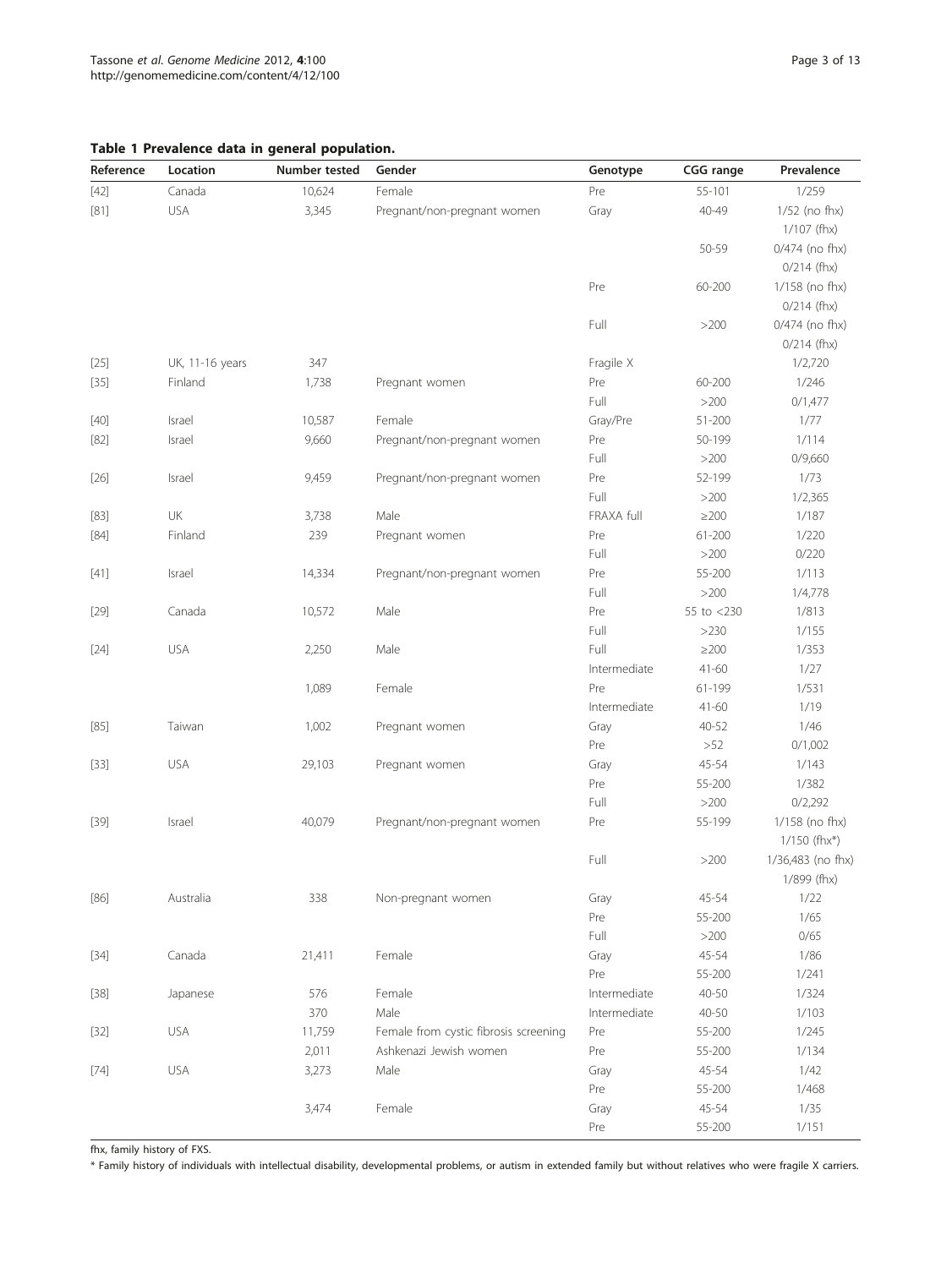**Table 1 Prevalence data in general population.**

| Reference | Location | Number tested | Gender | Genotype | CGG range | Prevalence |
|---|---|---|---|---|---|---|
| [42] | Canada | 10,624 | Female | Pre | 55-101 | 1/259 |
| [81] | USA | 3,345 | Pregnant/non-pregnant women | Gray | 40-49 | 1/52 (no fhx) |
| | | | | | | 1/107 (fhx) |
| | | | | | 50-59 | 0/474 (no fhx) |
| | | | | | | 0/214 (fhx) |
| | | | | Pre | 60-200 | 1/158 (no fhx) |
| | | | | | | 0/214 (fhx) |
| | | | | Full | >200 | 0/474 (no fhx) |
| | | | | | | 0/214 (fhx) |
| [25] | UK, 11-16 years | 347 | | Fragile X | | 1/2,720 |
| [35] | Finland | 1,738 | Pregnant women | Pre | 60-200 | 1/246 |
| | | | | Full | >200 | 0/1,477 |
| [40] | Israel | 10,587 | Female | Gray/Pre | 51-200 | 1/77 |
| [82] | Israel | 9,660 | Pregnant/non-pregnant women | Pre | 50-199 | 1/114 |
| | | | | Full | >200 | 0/9,660 |
| [26] | Israel | 9,459 | Pregnant/non-pregnant women | Pre | 52-199 | 1/73 |
| | | | | Full | >200 | 1/2,365 |
| [83] | UK | 3,738 | Male | FRAXA full | ≥200 | 1/187 |
| [84] | Finland | 239 | Pregnant women | Pre | 61-200 | 1/220 |
| | | | | Full | >200 | 0/220 |
| [41] | Israel | 14,334 | Pregnant/non-pregnant women | Pre | 55-200 | 1/113 |
| | | | | Full | >200 | 1/4,778 |
| [29] | Canada | 10,572 | Male | Pre | 55 to <230 | 1/813 |
| | | | | Full | >230 | 1/155 |
| [24] | USA | 2,250 | Male | Full | ≥200 | 1/353 |
| | | | | Intermediate | 41-60 | 1/27 |
| | | 1,089 | Female | Pre | 61-199 | 1/531 |
| | | | | Intermediate | 41-60 | 1/19 |
| [85] | Taiwan | 1,002 | Pregnant women | Gray | 40-52 | 1/46 |
| | | | | Pre | >52 | 0/1,002 |
| [33] | USA | 29,103 | Pregnant women | Gray | 45-54 | 1/143 |
| | | | | Pre | 55-200 | 1/382 |
| | | | | Full | >200 | 0/2,292 |
| [39] | Israel | 40,079 | Pregnant/non-pregnant women | Pre | 55-199 | 1/158 (no fhx) |
| | | | | | | 1/150 (fhx*) |
| | | | | Full | >200 | 1/36,483 (no fhx) |
| | | | | | | 1/899 (fhx) |
| [86] | Australia | 338 | Non-pregnant women | Gray | 45-54 | 1/22 |
| | | | | Pre | 55-200 | 1/65 |
| | | | | Full | >200 | 0/65 |
| [34] | Canada | 21,411 | Female | Gray | 45-54 | 1/86 |
| | | | | Pre | 55-200 | 1/241 |
| [38] | Japanese | 576 | Female | Intermediate | 40-50 | 1/324 |
| | | 370 | Male | Intermediate | 40-50 | 1/103 |
| [32] | USA | 11,759 | Female from cystic fibrosis screening | Pre | 55-200 | 1/245 |
| | | 2,011 | Ashkenazi Jewish women | Pre | 55-200 | 1/134 |
| [74] | USA | 3,273 | Male | Gray | 45-54 | 1/42 |
| | | | | Pre | 55-200 | 1/468 |
| | | 3,474 | Female | Gray | 45-54 | 1/35 |
| | | | | Pre | 55-200 | 1/151 |

fhx, family history of FXS.

* Family history of individuals with intellectual disability, developmental problems, or autism in extended family but without relatives who were fragile X carriers.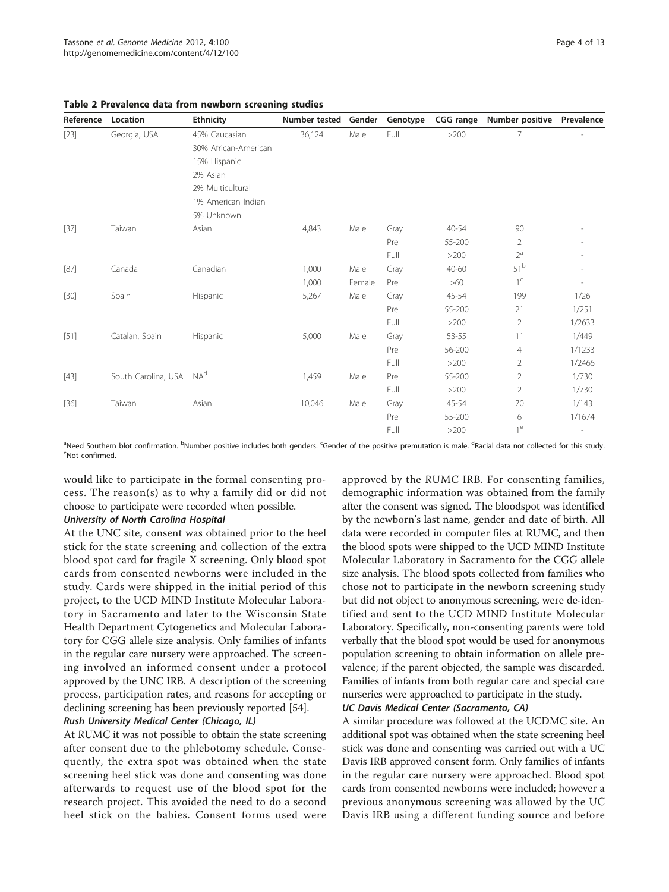**Table 2 Prevalence data from newborn screening studies**

| Reference | Location | Ethnicity | Number tested | Gender | Genotype | CGG range | Number positive | Prevalence |
|---|---|---|---|---|---|---|---|---|
| [23] | Georgia, USA | 45% Caucasian | 36,124 | Male | Full | >200 | 7 | - |
| | | 30% African-American | | | | | | |
| | | 15% Hispanic | | | | | | |
| | | 2% Asian | | | | | | |
| | | 2% Multicultural | | | | | | |
| | | 1% American Indian | | | | | | |
| | | 5% Unknown | | | | | | |
| [37] | Taiwan | Asian | 4,843 | Male | Gray | 40-54 | 90 | - |
| | | | | | Pre | 55-200 | 2 | - |
| | | | | | Full | >200 | 2[a] | - |
| [87] | Canada | Canadian | 1,000 | Male | Gray | 40-60 | 51[b] | - |
| | | | 1,000 | Female | Pre | >60 | 1[c] | - |
| [30] | Spain | Hispanic | 5,267 | Male | Gray | 45-54 | 199 | 1/26 |
| | | | | | Pre | 55-200 | 21 | 1/251 |
| | | | | | Full | >200 | 2 | 1/2633 |
| [51] | Catalan, Spain | Hispanic | 5,000 | Male | Gray | 53-55 | 11 | 1/449 |
| | | | | | Pre | 56-200 | 4 | 1/1233 |
| | | | | | Full | >200 | 2 | 1/2466 |
| [43] | South Carolina, USA | NA[d] | 1,459 | Male | Pre | 55-200 | 2 | 1/730 |
| | | | | | Full | >200 | 2 | 1/730 |
| [36] | Taiwan | Asian | 10,046 | Male | Gray | 45-54 | 70 | 1/143 |
| | | | | | Pre | 55-200 | 6 | 1/1674 |
| | | | | | Full | >200 | 1[e] | - |

[a]Need Southern blot confirmation. [b]Number positive includes both genders. [c]Gender of the positive premutation is male. [d]Racial data not collected for this study. [e]Not confirmed.

would like to participate in the formal consenting process. The reason(s) as to why a family did or did not choose to participate were recorded when possible.

#### *University of North Carolina Hospital*

At the UNC site, consent was obtained prior to the heel stick for the state screening and collection of the extra blood spot card for fragile X screening. Only blood spot cards from consented newborns were included in the study. Cards were shipped in the initial period of this project, to the UCD MIND Institute Molecular Laboratory in Sacramento and later to the Wisconsin State Health Department Cytogenetics and Molecular Laboratory for CGG allele size analysis. Only families of infants in the regular care nursery were approached. The screening involved an informed consent under a protocol approved by the UNC IRB. A description of the screening process, participation rates, and reasons for accepting or declining screening has been previously reported [54].

#### *Rush University Medical Center (Chicago, IL)*

At RUMC it was not possible to obtain the state screening after consent due to the phlebotomy schedule. Consequently, the extra spot was obtained when the state screening heel stick was done and consenting was done afterwards to request use of the blood spot for the research project. This avoided the need to do a second heel stick on the babies. Consent forms used were approved by the RUMC IRB. For consenting families, demographic information was obtained from the family after the consent was signed. The bloodspot was identified by the newborn's last name, gender and date of birth. All data were recorded in computer files at RUMC, and then the blood spots were shipped to the UCD MIND Institute Molecular Laboratory in Sacramento for the CGG allele size analysis. The blood spots collected from families who chose not to participate in the newborn screening study but did not object to anonymous screening, were de-identified and sent to the UCD MIND Institute Molecular Laboratory. Specifically, non-consenting parents were told verbally that the blood spot would be used for anonymous population screening to obtain information on allele prevalence; if the parent objected, the sample was discarded. Families of infants from both regular care and special care nurseries were approached to participate in the study.

#### *UC Davis Medical Center (Sacramento, CA)*

A similar procedure was followed at the UCDMC site. An additional spot was obtained when the state screening heel stick was done and consenting was carried out with a UC Davis IRB approved consent form. Only families of infants in the regular care nursery were approached. Blood spot cards from consented newborns were included; however a previous anonymous screening was allowed by the UC Davis IRB using a different funding source and before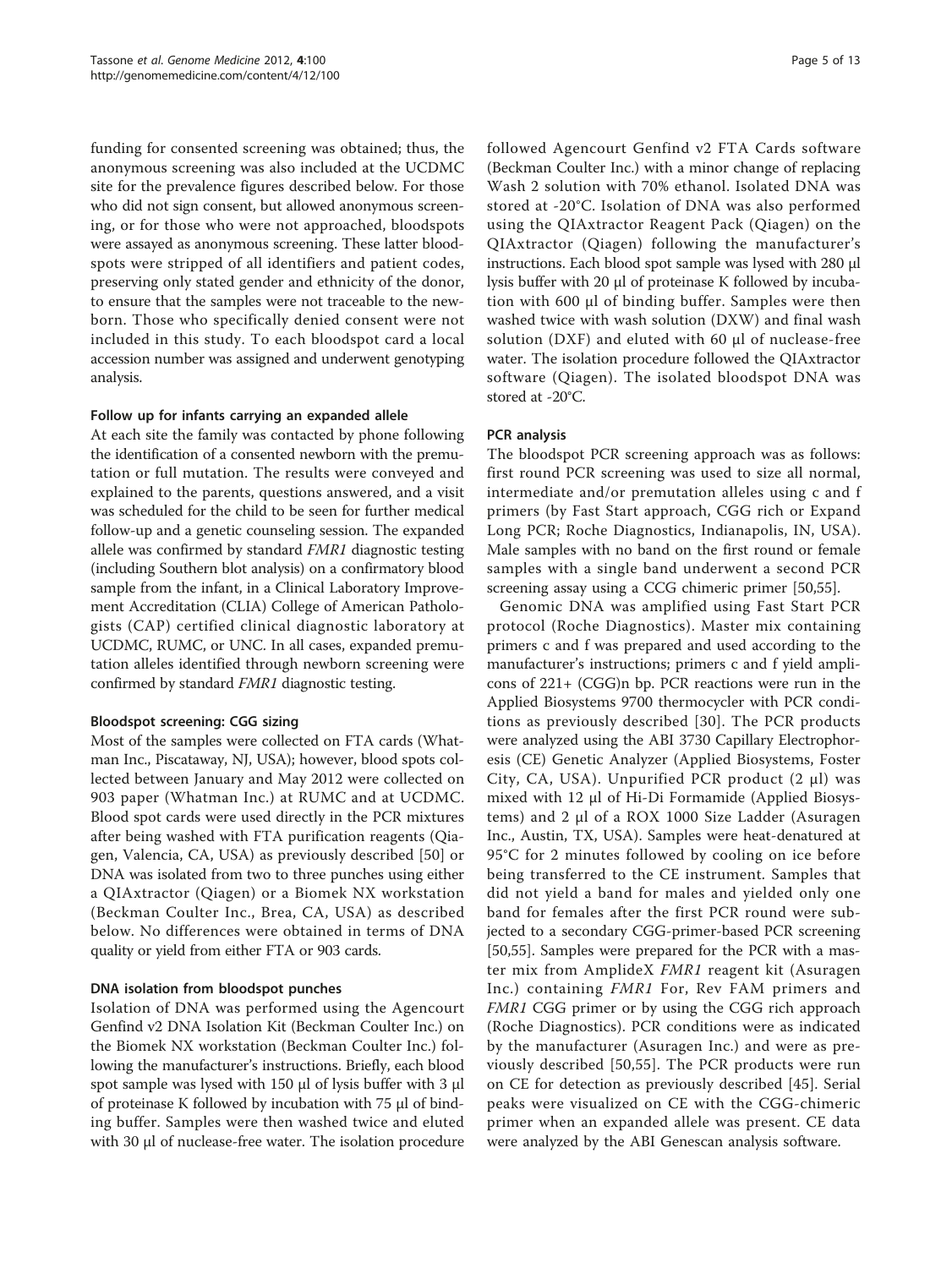funding for consented screening was obtained; thus, the anonymous screening was also included at the UCDMC site for the prevalence figures described below. For those who did not sign consent, but allowed anonymous screening, or for those who were not approached, bloodspots were assayed as anonymous screening. These latter bloodspots were stripped of all identifiers and patient codes, preserving only stated gender and ethnicity of the donor, to ensure that the samples were not traceable to the newborn. Those who specifically denied consent were not included in this study. To each bloodspot card a local accession number was assigned and underwent genotyping analysis.

### Follow up for infants carrying an expanded allele

At each site the family was contacted by phone following the identification of a consented newborn with the premutation or full mutation. The results were conveyed and explained to the parents, questions answered, and a visit was scheduled for the child to be seen for further medical follow-up and a genetic counseling session. The expanded allele was confirmed by standard *FMR1* diagnostic testing (including Southern blot analysis) on a confirmatory blood sample from the infant, in a Clinical Laboratory Improvement Accreditation (CLIA) College of American Pathologists (CAP) certified clinical diagnostic laboratory at UCDMC, RUMC, or UNC. In all cases, expanded premutation alleles identified through newborn screening were confirmed by standard *FMR1* diagnostic testing.

### Bloodspot screening: CGG sizing

Most of the samples were collected on FTA cards (Whatman Inc., Piscataway, NJ, USA); however, blood spots collected between January and May 2012 were collected on 903 paper (Whatman Inc.) at RUMC and at UCDMC. Blood spot cards were used directly in the PCR mixtures after being washed with FTA purification reagents (Qiagen, Valencia, CA, USA) as previously described [50] or DNA was isolated from two to three punches using either a QIAxtractor (Qiagen) or a Biomek NX workstation (Beckman Coulter Inc., Brea, CA, USA) as described below. No differences were obtained in terms of DNA quality or yield from either FTA or 903 cards.

### DNA isolation from bloodspot punches

Isolation of DNA was performed using the Agencourt Genfind v2 DNA Isolation Kit (Beckman Coulter Inc.) on the Biomek NX workstation (Beckman Coulter Inc.) following the manufacturer's instructions. Briefly, each blood spot sample was lysed with 150 µl of lysis buffer with 3 µl of proteinase K followed by incubation with 75 µl of binding buffer. Samples were then washed twice and eluted with 30 µl of nuclease-free water. The isolation procedure followed Agencourt Genfind v2 FTA Cards software (Beckman Coulter Inc.) with a minor change of replacing Wash 2 solution with 70% ethanol. Isolated DNA was stored at -20°C. Isolation of DNA was also performed using the QIAxtractor Reagent Pack (Qiagen) on the QIAxtractor (Qiagen) following the manufacturer's instructions. Each blood spot sample was lysed with 280 µl lysis buffer with 20 µl of proteinase K followed by incubation with 600 µl of binding buffer. Samples were then washed twice with wash solution (DXW) and final wash solution (DXF) and eluted with 60 µl of nuclease-free water. The isolation procedure followed the QIAxtractor software (Qiagen). The isolated bloodspot DNA was stored at -20°C.

### PCR analysis

The bloodspot PCR screening approach was as follows: first round PCR screening was used to size all normal, intermediate and/or premutation alleles using c and f primers (by Fast Start approach, CGG rich or Expand Long PCR; Roche Diagnostics, Indianapolis, IN, USA). Male samples with no band on the first round or female samples with a single band underwent a second PCR screening assay using a CCG chimeric primer [50,55].

Genomic DNA was amplified using Fast Start PCR protocol (Roche Diagnostics). Master mix containing primers c and f was prepared and used according to the manufacturer's instructions; primers c and f yield amplicons of 221+ (CGG)n bp. PCR reactions were run in the Applied Biosystems 9700 thermocycler with PCR conditions as previously described [30]. The PCR products were analyzed using the ABI 3730 Capillary Electrophoresis (CE) Genetic Analyzer (Applied Biosystems, Foster City, CA, USA). Unpurified PCR product (2 µl) was mixed with 12 µl of Hi-Di Formamide (Applied Biosystems) and 2 µl of a ROX 1000 Size Ladder (Asuragen Inc., Austin, TX, USA). Samples were heat-denatured at 95°C for 2 minutes followed by cooling on ice before being transferred to the CE instrument. Samples that did not yield a band for males and yielded only one band for females after the first PCR round were subjected to a secondary CGG-primer-based PCR screening [50,55]. Samples were prepared for the PCR with a master mix from AmplideX *FMR1* reagent kit (Asuragen Inc.) containing *FMR1* For, Rev FAM primers and *FMR1* CGG primer or by using the CGG rich approach (Roche Diagnostics). PCR conditions were as indicated by the manufacturer (Asuragen Inc.) and were as previously described [50,55]. The PCR products were run on CE for detection as previously described [45]. Serial peaks were visualized on CE with the CGG-chimeric primer when an expanded allele was present. CE data were analyzed by the ABI Genescan analysis software.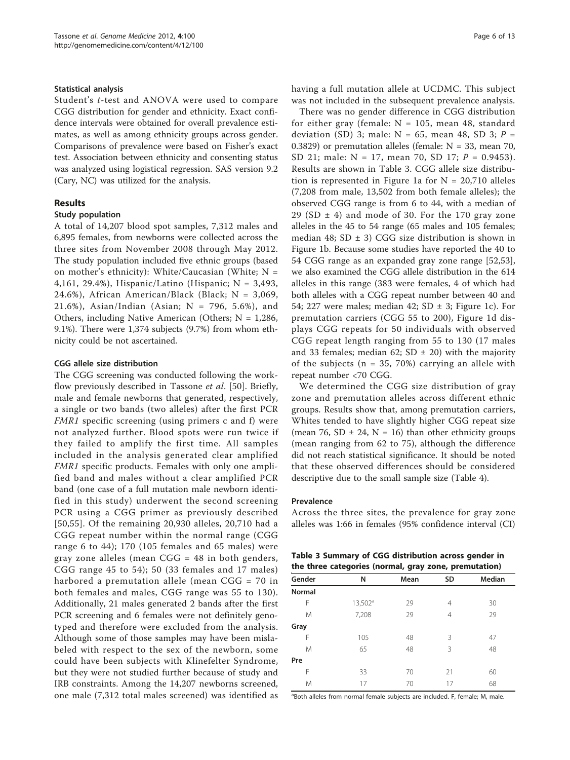#### Statistical analysis

Student's *t*-test and ANOVA were used to compare CGG distribution for gender and ethnicity. Exact confidence intervals were obtained for overall prevalence estimates, as well as among ethnicity groups across gender. Comparisons of prevalence were based on Fisher's exact test. Association between ethnicity and consenting status was analyzed using logistical regression. SAS version 9.2 (Cary, NC) was utilized for the analysis.

## Results

### Study population

A total of 14,207 blood spot samples, 7,312 males and 6,895 females, from newborns were collected across the three sites from November 2008 through May 2012. The study population included five ethnic groups (based on mother's ethnicity): White/Caucasian (White; N = 4,161, 29.4%), Hispanic/Latino (Hispanic; N = 3,493, 24.6%), African American/Black (Black; N = 3,069, 21.6%), Asian/Indian (Asian; N = 796, 5.6%), and Others, including Native American (Others; N = 1,286, 9.1%). There were 1,374 subjects (9.7%) from whom ethnicity could be not ascertained.

#### CGG allele size distribution

The CGG screening was conducted following the workflow previously described in Tassone *et al*. [50]. Briefly, male and female newborns that generated, respectively, a single or two bands (two alleles) after the first PCR *FMR1* specific screening (using primers c and f) were not analyzed further. Blood spots were run twice if they failed to amplify the first time. All samples included in the analysis generated clear amplified *FMR1* specific products. Females with only one amplified band and males without a clear amplified PCR band (one case of a full mutation male newborn identified in this study) underwent the second screening PCR using a CGG primer as previously described [50,55]. Of the remaining 20,930 alleles, 20,710 had a CGG repeat number within the normal range (CGG range 6 to 44); 170 (105 females and 65 males) were gray zone alleles (mean CGG = 48 in both genders, CGG range 45 to 54); 50 (33 females and 17 males) harbored a premutation allele (mean CGG = 70 in both females and males, CGG range was 55 to 130). Additionally, 21 males generated 2 bands after the first PCR screening and 6 females were not definitely genotyped and therefore were excluded from the analysis. Although some of those samples may have been mislabeled with respect to the sex of the newborn, some could have been subjects with Klinefelter Syndrome, but they were not studied further because of study and IRB constraints. Among the 14,207 newborns screened, one male (7,312 total males screened) was identified as having a full mutation allele at UCDMC. This subject was not included in the subsequent prevalence analysis.

There was no gender difference in CGG distribution for either gray (female: N = 105, mean 48, standard deviation (SD) 3; male: N = 65, mean 48, SD 3; $P = 0.3829$) or premutation alleles (female: N = 33, mean 70, SD 21; male: N = 17, mean 70, SD 17; $P = 0.9453$). Results are shown in Table 3. CGG allele size distribution is represented in Figure 1a for N = 20,710 alleles (7,208 from male, 13,502 from both female alleles); the observed CGG range is from 6 to 44, with a median of 29 (SD ± 4) and mode of 30. For the 170 gray zone alleles in the 45 to 54 range (65 males and 105 females; median 48; SD ± 3) CGG size distribution is shown in Figure 1b. Because some studies have reported the 40 to 54 CGG range as an expanded gray zone range [52,53], we also examined the CGG allele distribution in the 614 alleles in this range (383 were females, 4 of which had both alleles with a CGG repeat number between 40 and 54; 227 were males; median 42; SD ± 3; Figure 1c). For premutation carriers (CGG 55 to 200), Figure 1d displays CGG repeats for 50 individuals with observed CGG repeat length ranging from 55 to 130 (17 males and 33 females; median 62; SD ± 20) with the majority of the subjects (n = 35, 70%) carrying an allele with repeat number <70 CGG.

We determined the CGG size distribution of gray zone and premutation alleles across different ethnic groups. Results show that, among premutation carriers, Whites tended to have slightly higher CGG repeat size (mean 76, SD ± 24, N = 16) than other ethnicity groups (mean ranging from 62 to 75), although the difference did not reach statistical significance. It should be noted that these observed differences should be considered descriptive due to the small sample size (Table 4).

#### Prevalence

Across the three sites, the prevalence for gray zone alleles was 1:66 in females (95% confidence interval (CI)

**Table 3 Summary of CGG distribution across gender in the three categories (normal, gray zone, premutation)**

| Gender | N | Mean | SD | Median |
|---|---|---|---|---|
| **Normal** | | | | |
| F | 13,502[a] | 29 | 4 | 30 |
| M | 7,208 | 29 | 4 | 29 |
| **Gray** | | | | |
| F | 105 | 48 | 3 | 47 |
| M | 65 | 48 | 3 | 48 |
| **Pre** | | | | |
| F | 33 | 70 | 21 | 60 |
| M | 17 | 70 | 17 | 68 |

[a]Both alleles from normal female subjects are included. F, female; M, male.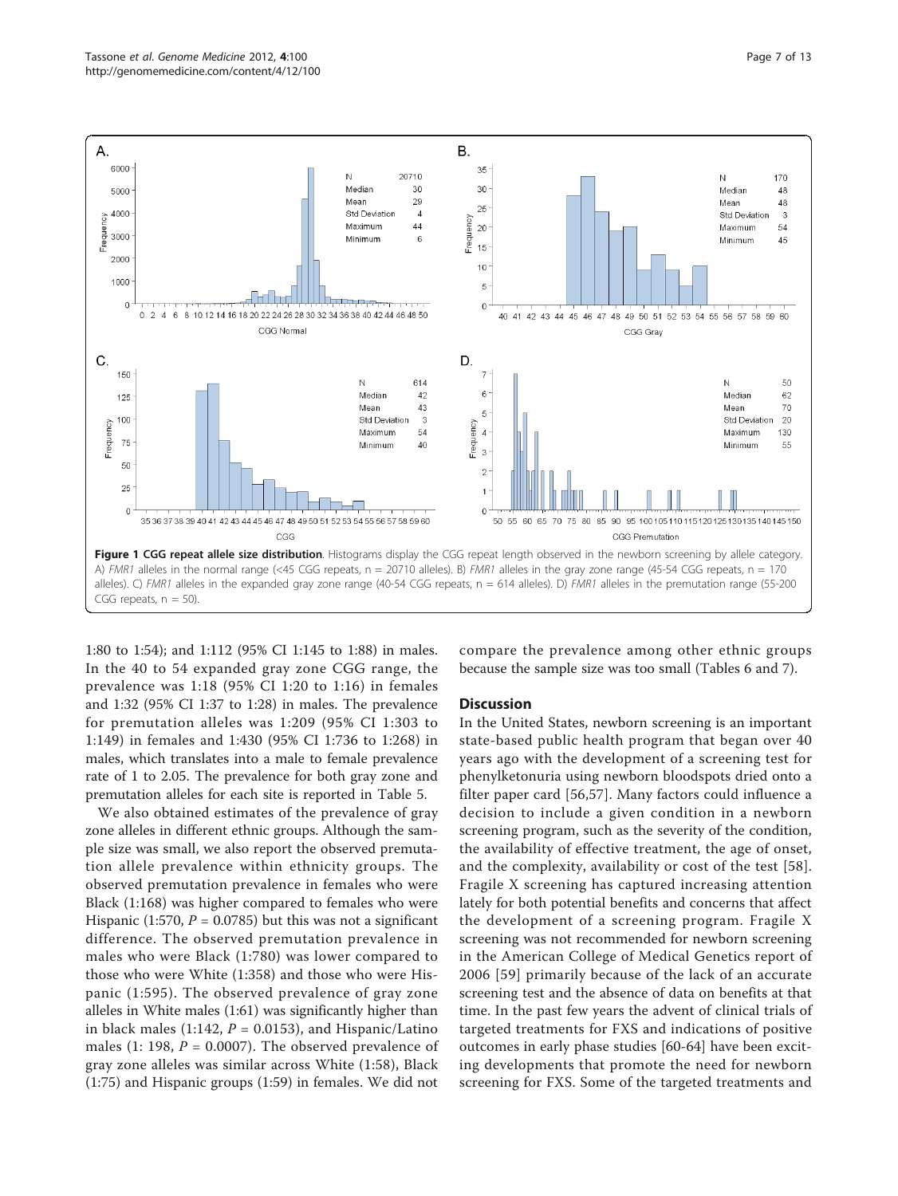Figure 1 CGG repeat allele size distribution. Histograms display the CGG repeat length observed in the newborn screening by allele category. A) *FMR1* alleles in the normal range (<45 CGG repeats, n = 20710 alleles). B) *FMR1* alleles in the gray zone range (45-54 CGG repeats, n = 170 alleles). C) *FMR1* alleles in the expanded gray zone range (40-54 CGG repeats, n = 614 alleles). D) *FMR1* alleles in the premutation range (55-200 CGG repeats, n = 50).

1:80 to 1:54); and 1:112 (95% CI 1:145 to 1:88) in males. In the 40 to 54 expanded gray zone CGG range, the prevalence was 1:18 (95% CI 1:20 to 1:16) in females and 1:32 (95% CI 1:37 to 1:28) in males. The prevalence for premutation alleles was 1:209 (95% CI 1:303 to 1:149) in females and 1:430 (95% CI 1:736 to 1:268) in males, which translates into a male to female prevalence rate of 1 to 2.05. The prevalence for both gray zone and premutation alleles for each site is reported in Table 5.

We also obtained estimates of the prevalence of gray zone alleles in different ethnic groups. Although the sample size was small, we also report the observed premutation allele prevalence within ethnicity groups. The observed premutation prevalence in females who were Black (1:168) was higher compared to females who were Hispanic (1:570, $P = 0.0785$) but this was not a significant difference. The observed premutation prevalence in males who were Black (1:780) was lower compared to those who were White (1:358) and those who were Hispanic (1:595). The observed prevalence of gray zone alleles in White males (1:61) was significantly higher than in black males (1:142, $P = 0.0153$), and Hispanic/Latino males (1: 198, $P = 0.0007$). The observed prevalence of gray zone alleles was similar across White (1:58), Black (1:75) and Hispanic groups (1:59) in females. We did not compare the prevalence among other ethnic groups because the sample size was too small (Tables 6 and 7).

## Discussion

In the United States, newborn screening is an important state-based public health program that began over 40 years ago with the development of a screening test for phenylketonuria using newborn bloodspots dried onto a filter paper card [56,57]. Many factors could influence a decision to include a given condition in a newborn screening program, such as the severity of the condition, the availability of effective treatment, the age of onset, and the complexity, availability or cost of the test [58]. Fragile X screening has captured increasing attention lately for both potential benefits and concerns that affect the development of a screening program. Fragile X screening was not recommended for newborn screening in the American College of Medical Genetics report of 2006 [59] primarily because of the lack of an accurate screening test and the absence of data on benefits at that time. In the past few years the advent of clinical trials of targeted treatments for FXS and indications of positive outcomes in early phase studies [60-64] have been exciting developments that promote the need for newborn screening for FXS. Some of the targeted treatments and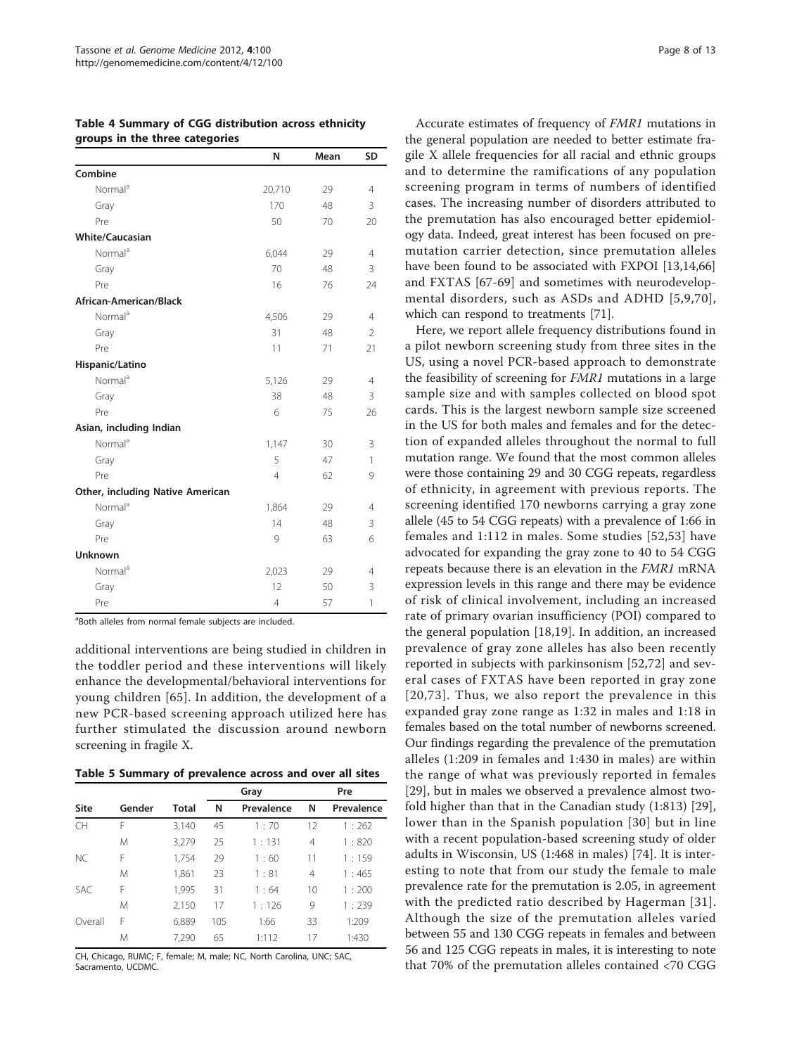**Table 4 Summary of CGG distribution across ethnicity groups in the three categories**

| | N | Mean | SD |
|---|---|---|---|
| **Combine** | | | |
| Normal[a] | 20,710 | 29 | 4 |
| Gray | 170 | 48 | 3 |
| Pre | 50 | 70 | 20 |
| **White/Caucasian** | | | |
| Normal[a] | 6,044 | 29 | 4 |
| Gray | 70 | 48 | 3 |
| Pre | 16 | 76 | 24 |
| **African-American/Black** | | | |
| Normal[a] | 4,506 | 29 | 4 |
| Gray | 31 | 48 | 2 |
| Pre | 11 | 71 | 21 |
| **Hispanic/Latino** | | | |
| Normal[a] | 5,126 | 29 | 4 |
| Gray | 38 | 48 | 3 |
| Pre | 6 | 75 | 26 |
| **Asian, including Indian** | | | |
| Normal[a] | 1,147 | 30 | 3 |
| Gray | 5 | 47 | 1 |
| Pre | 4 | 62 | 9 |
| **Other, including Native American** | | | |
| Normal[a] | 1,864 | 29 | 4 |
| Gray | 14 | 48 | 3 |
| Pre | 9 | 63 | 6 |
| **Unknown** | | | |
| Normal[a] | 2,023 | 29 | 4 |
| Gray | 12 | 50 | 3 |
| Pre | 4 | 57 | 1 |

[a]Both alleles from normal female subjects are included.

additional interventions are being studied in children in the toddler period and these interventions will likely enhance the developmental/behavioral interventions for young children [65]. In addition, the development of a new PCR-based screening approach utilized here has further stimulated the discussion around newborn screening in fragile X.

**Table 5 Summary of prevalence across and over all sites**

| | | | Gray | | Pre | |
|---|---|---|---|---|---|---|
| **Site** | **Gender** | **Total** | **N** | **Prevalence** | **N** | **Prevalence** |
| CH | F | 3,140 | 45 | 1 : 70 | 12 | 1 : 262 |
| | M | 3,279 | 25 | 1 : 131 | 4 | 1 : 820 |
| NC | F | 1,754 | 29 | 1 : 60 | 11 | 1 : 159 |
| | M | 1,861 | 23 | 1 : 81 | 4 | 1 : 465 |
| SAC | F | 1,995 | 31 | 1 : 64 | 10 | 1 : 200 |
| | M | 2,150 | 17 | 1 : 126 | 9 | 1 : 239 |
| Overall | F | 6,889 | 105 | 1:66 | 33 | 1:209 |
| | M | 7,290 | 65 | 1:112 | 17 | 1:430 |

CH, Chicago, RUMC; F, female; M, male; NC, North Carolina, UNC; SAC, Sacramento, UCDMC.

Accurate estimates of frequency of *FMR1* mutations in the general population are needed to better estimate fragile X allele frequencies for all racial and ethnic groups and to determine the ramifications of any population screening program in terms of numbers of identified cases. The increasing number of disorders attributed to the premutation has also encouraged better epidemiology data. Indeed, great interest has been focused on premutation carrier detection, since premutation alleles have been found to be associated with FXPOI [13,14,66] and FXTAS [67-69] and sometimes with neurodevelopmental disorders, such as ASDs and ADHD [5,9,70], which can respond to treatments [71].

Here, we report allele frequency distributions found in a pilot newborn screening study from three sites in the US, using a novel PCR-based approach to demonstrate the feasibility of screening for *FMR1* mutations in a large sample size and with samples collected on blood spot cards. This is the largest newborn sample size screened in the US for both males and females and for the detection of expanded alleles throughout the normal to full mutation range. We found that the most common alleles were those containing 29 and 30 CGG repeats, regardless of ethnicity, in agreement with previous reports. The screening identified 170 newborns carrying a gray zone allele (45 to 54 CGG repeats) with a prevalence of 1:66 in females and 1:112 in males. Some studies [52,53] have advocated for expanding the gray zone to 40 to 54 CGG repeats because there is an elevation in the *FMR1* mRNA expression levels in this range and there may be evidence of risk of clinical involvement, including an increased rate of primary ovarian insufficiency (POI) compared to the general population [18,19]. In addition, an increased prevalence of gray zone alleles has also been recently reported in subjects with parkinsonism [52,72] and several cases of FXTAS have been reported in gray zone [20,73]. Thus, we also report the prevalence in this expanded gray zone range as 1:32 in males and 1:18 in females based on the total number of newborns screened. Our findings regarding the prevalence of the premutation alleles (1:209 in females and 1:430 in males) are within the range of what was previously reported in females [29], but in males we observed a prevalence almost twofold higher than that in the Canadian study (1:813) [29], lower than in the Spanish population [30] but in line with a recent population-based screening study of older adults in Wisconsin, US (1:468 in males) [74]. It is interesting to note that from our study the female to male prevalence rate for the premutation is 2.05, in agreement with the predicted ratio described by Hagerman [31]. Although the size of the premutation alleles varied between 55 and 130 CGG repeats in females and between 56 and 125 CGG repeats in males, it is interesting to note that 70% of the premutation alleles contained <70 CGG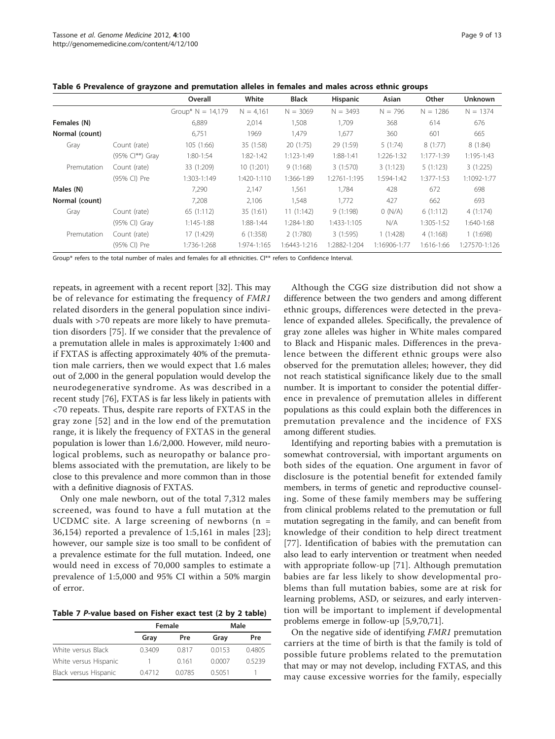**Table 6 Prevalence of grayzone and premutation alleles in females and males across ethnic groups**

| | | Overall | White | Black | Hispanic | Asian | Other | Unknown |
|---|---|---|---|---|---|---|---|---|
| | | Group* N = 14,179 | N = 4,161 | N = 3069 | N = 3493 | N = 796 | N = 1286 | N = 1374 |
| **Females (N)** | | 6,889 | 2,014 | 1,508 | 1,709 | 368 | 614 | 676 |
| **Normal (count)** | | 6,751 | 1969 | 1,479 | 1,677 | 360 | 601 | 665 |
| Gray | Count (rate) | 105 (1:66) | 35 (1:58) | 20 (1:75) | 29 (1:59) | 5 (1:74) | 8 (1:77) | 8 (1:84) |
| | (95% CI**) Gray | 1:80-1:54 | 1:82-1:42 | 1:123-1:49 | 1:88-1:41 | 1:226-1:32 | 1:177-1:39 | 1:195-1:43 |
| Premutation | Count (rate) | 33 (1:209) | 10 (1:201) | 9 (1:168) | 3 (1:570) | 3 (1:123) | 5 (1:123) | 3 (1:225) |
| | (95% CI) Pre | 1:303-1:149 | 1:420-1:110 | 1:366-1:89 | 1:2761-1:195 | 1:594-1:42 | 1:377-1:53 | 1:1092-1:77 |
| **Males (N)** | | 7,290 | 2,147 | 1,561 | 1,784 | 428 | 672 | 698 |
| **Normal (count)** | | 7,208 | 2,106 | 1,548 | 1,772 | 427 | 662 | 693 |
| Gray | Count (rate) | 65 (1:112) | 35 (1:61) | 11 (1:142) | 9 (1:198) | 0 (N/A) | 6 (1:112) | 4 (1:174) |
| | (95% CI) Gray | 1:145-1:88 | 1:88-1:44 | 1:284-1:80 | 1:433-1:105 | N/A | 1:305-1:52 | 1:640-1:68 |
| Premutation | Count (rate) | 17 (1:429) | 6 (1:358) | 2 (1:780) | 3 (1:595) | 1 (1:428) | 4 (1:168) | 1 (1:698) |
| | (95% CI) Pre | 1:736-1:268 | 1:974-1:165 | 1:6443-1:216 | 1:2882-1:204 | 1:16906-1:77 | 1:616-1:66 | 1:27570-1:126 |

Group* refers to the total number of males and females for all ethnicities. CI** refers to Confidence Interval.

repeats, in agreement with a recent report [32]. This may be of relevance for estimating the frequency of *FMR1* related disorders in the general population since individuals with >70 repeats are more likely to have premutation disorders [75]. If we consider that the prevalence of a premutation allele in males is approximately 1:400 and if FXTAS is affecting approximately 40% of the premutation male carriers, then we would expect that 1.6 males out of 2,000 in the general population would develop the neurodegenerative syndrome. As was described in a recent study [76], FXTAS is far less likely in patients with <70 repeats. Thus, despite rare reports of FXTAS in the gray zone [52] and in the low end of the premutation range, it is likely the frequency of FXTAS in the general population is lower than 1.6/2,000. However, mild neurological problems, such as neuropathy or balance problems associated with the premutation, are likely to be close to this prevalence and more common than in those with a definitive diagnosis of FXTAS.

Only one male newborn, out of the total 7,312 males screened, was found to have a full mutation at the UCDMC site. A large screening of newborns (n = 36,154) reported a prevalence of 1:5,161 in males [23]; however, our sample size is too small to be confident of a prevalence estimate for the full mutation. Indeed, one would need in excess of 70,000 samples to estimate a prevalence of 1:5,000 and 95% CI within a 50% margin of error.

**Table 7 *P*-value based on Fisher exact test (2 by 2 table)**

| | Female | | Male | |
|---|---|---|---|---|
| | Gray | Pre | Gray | Pre |
| White versus Black | 0.3409 | 0.817 | 0.0153 | 0.4805 |
| White versus Hispanic | 1 | 0.161 | 0.0007 | 0.5239 |
| Black versus Hispanic | 0.4712 | 0.0785 | 0.5051 | 1 |

Although the CGG size distribution did not show a difference between the two genders and among different ethnic groups, differences were detected in the prevalence of expanded alleles. Specifically, the prevalence of gray zone alleles was higher in White males compared to Black and Hispanic males. Differences in the prevalence between the different ethnic groups were also observed for the premutation alleles; however, they did not reach statistical significance likely due to the small number. It is important to consider the potential difference in prevalence of premutation alleles in different populations as this could explain both the differences in premutation prevalence and the incidence of FXS among different studies.

Identifying and reporting babies with a premutation is somewhat controversial, with important arguments on both sides of the equation. One argument in favor of disclosure is the potential benefit for extended family members, in terms of genetic and reproductive counseling. Some of these family members may be suffering from clinical problems related to the premutation or full mutation segregating in the family, and can benefit from knowledge of their condition to help direct treatment [77]. Identification of babies with the premutation can also lead to early intervention or treatment when needed with appropriate follow-up [71]. Although premutation babies are far less likely to show developmental problems than full mutation babies, some are at risk for learning problems, ASD, or seizures, and early intervention will be important to implement if developmental problems emerge in follow-up [5,9,70,71].

On the negative side of identifying *FMR1* premutation carriers at the time of birth is that the family is told of possible future problems related to the premutation that may or may not develop, including FXTAS, and this may cause excessive worries for the family, especially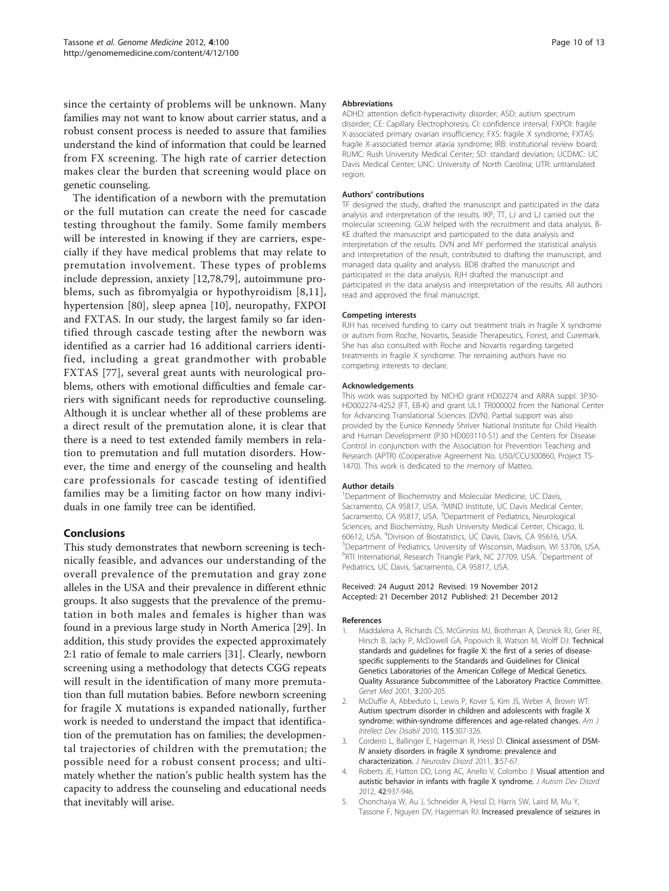since the certainty of problems will be unknown. Many families may not want to know about carrier status, and a robust consent process is needed to assure that families understand the kind of information that could be learned from FX screening. The high rate of carrier detection makes clear the burden that screening would place on genetic counseling.

The identification of a newborn with the premutation or the full mutation can create the need for cascade testing throughout the family. Some family members will be interested in knowing if they are carriers, especially if they have medical problems that may relate to premutation involvement. These types of problems include depression, anxiety [12,78,79], autoimmune problems, such as fibromyalgia or hypothyroidism [8,11], hypertension [80], sleep apnea [10], neuropathy, FXPOI and FXTAS. In our study, the largest family so far identified through cascade testing after the newborn was identified as a carrier had 16 additional carriers identified, including a great grandmother with probable FXTAS [77], several great aunts with neurological problems, others with emotional difficulties and female carriers with significant needs for reproductive counseling. Although it is unclear whether all of these problems are a direct result of the premutation alone, it is clear that there is a need to test extended family members in relation to premutation and full mutation disorders. However, the time and energy of the counseling and health care professionals for cascade testing of identified families may be a limiting factor on how many individuals in one family tree can be identified.

## Conclusions

This study demonstrates that newborn screening is technically feasible, and advances our understanding of the overall prevalence of the premutation and gray zone alleles in the USA and their prevalence in different ethnic groups. It also suggests that the prevalence of the premutation in both males and females is higher than was found in a previous large study in North America [29]. In addition, this study provides the expected approximately 2:1 ratio of female to male carriers [31]. Clearly, newborn screening using a methodology that detects CGG repeats will result in the identification of many more premutation than full mutation babies. Before newborn screening for fragile X mutations is expanded nationally, further work is needed to understand the impact that identification of the premutation has on families; the developmental trajectories of children with the premutation; the possible need for a robust consent process; and ultimately whether the nation's public health system has the capacity to address the counseling and educational needs that inevitably will arise.

#### Abbreviations

ADHD: attention deficit-hyperactivity disorder; ASD: autism spectrum disorder; CE: Capillary Electrophoresis; CI: confidence interval; FXPOI: fragile X-associated primary ovarian insufficiency; FXS: fragile X syndrome; FXTAS: fragile X-associated tremor ataxia syndrome; IRB: institutional review board; RUMC: Rush University Medical Center; SD: standard deviation; UCDMC: UC Davis Medical Center; UNC: University of North Carolina; UTR: untranslated region.

#### Authors' contributions

TF designed the study, drafted the manuscript and participated in the data analysis and interpretation of the results. IKP, TT, LJ and LJ carried out the molecular screening. GLW helped with the recruitment and data analysis. B-KE drafted the manuscript and participated to the data analysis and interpretation of the results. DVN and MY performed the statistical analysis and interpretation of the result, contributed to drafting the manuscript, and managed data quality and analysis. BDB drafted the manuscript and participated in the data analysis. RJH drafted the manuscript and participated in the data analysis and interpretation of the results. All authors read and approved the final manuscript.

#### Competing interests

RJH has received funding to carry out treatment trials in fragile X syndrome or autism from Roche, Novartis, Seaside Therapeutics, Forest, and Curemark. She has also consulted with Roche and Novartis regarding targeted treatments in fragile X syndrome. The remaining authors have no competing interests to declare.

#### Acknowledgements

This work was supported by NICHD grant HD02274 and ARRA suppl. 3P30-HD002274-42S2 (FT, EB-K) and grant UL1 TR000002 from the National Center for Advancing Translational Sciences (DVN). Partial support was also provided by the Eunice Kennedy Shriver National Institute for Child Health and Human Development (P30 HD003110-S1) and the Centers for Disease Control in conjunction with the Association for Prevention Teaching and Research (APTR) (Cooperative Agreement No. U50/CCU300860, Project TS-1470). This work is dedicated to the memory of Matteo.

#### Author details

[1]Department of Biochemistry and Molecular Medicine, UC Davis, Sacramento, CA 95817, USA. [2]MIND Institute, UC Davis Medical Center, Sacramento, CA 95817, USA. [3]Department of Pediatrics, Neurological Sciences, and Biochemistry, Rush University Medical Center, Chicago, IL 60612, USA. [4]Division of Biostatistics, UC Davis, Davis, CA 95616, USA. [5]Department of Pediatrics, University of Wisconsin, Madison, WI 53706, USA. [6]RTI International, Research Triangle Park, NC 27709, USA. [7]Department of Pediatrics, UC Davis, Sacramento, CA 95817, USA.

Received: 24 August 2012 Revised: 19 November 2012
Accepted: 21 December 2012 Published: 21 December 2012

#### References

1. Maddalena A, Richards CS, McGinniss MJ, Brothman A, Desnick RJ, Grier RE, Hirsch B, Jacky P, McDowell GA, Popovich B, Watson M, Wolff DJ: Technical standards and guidelines for fragile X: the first of a series of disease-specific supplements to the Standards and Guidelines for Clinical Genetics Laboratories of the American College of Medical Genetics. Quality Assurance Subcommittee of the Laboratory Practice Committee. *Genet Med* 2001, **3**:200-205.
2. McDuffie A, Abbeduto L, Lewis P, Kover S, Kim JS, Weber A, Brown WT: Autism spectrum disorder in children and adolescents with fragile X syndrome: within-syndrome differences and age-related changes. *Am J Intellect Dev Disabil* 2010, **115**:307-326.
3. Cordeiro L, Ballinger E, Hagerman R, Hessl D: Clinical assessment of DSM-IV anxiety disorders in fragile X syndrome: prevalence and characterization. *J Neurodev Disord* 2011, **3**:57-67.
4. Roberts JE, Hatton DD, Long AC, Anello V, Colombo J: Visual attention and autistic behavior in infants with fragile X syndrome. *J Autism Dev Disord* 2012, **42**:937-946.
5. Chonchaiya W, Au J, Schneider A, Hessl D, Harris SW, Laird M, Mu Y, Tassone F, Nguyen DV, Hagerman RJ: Increased prevalence of seizures in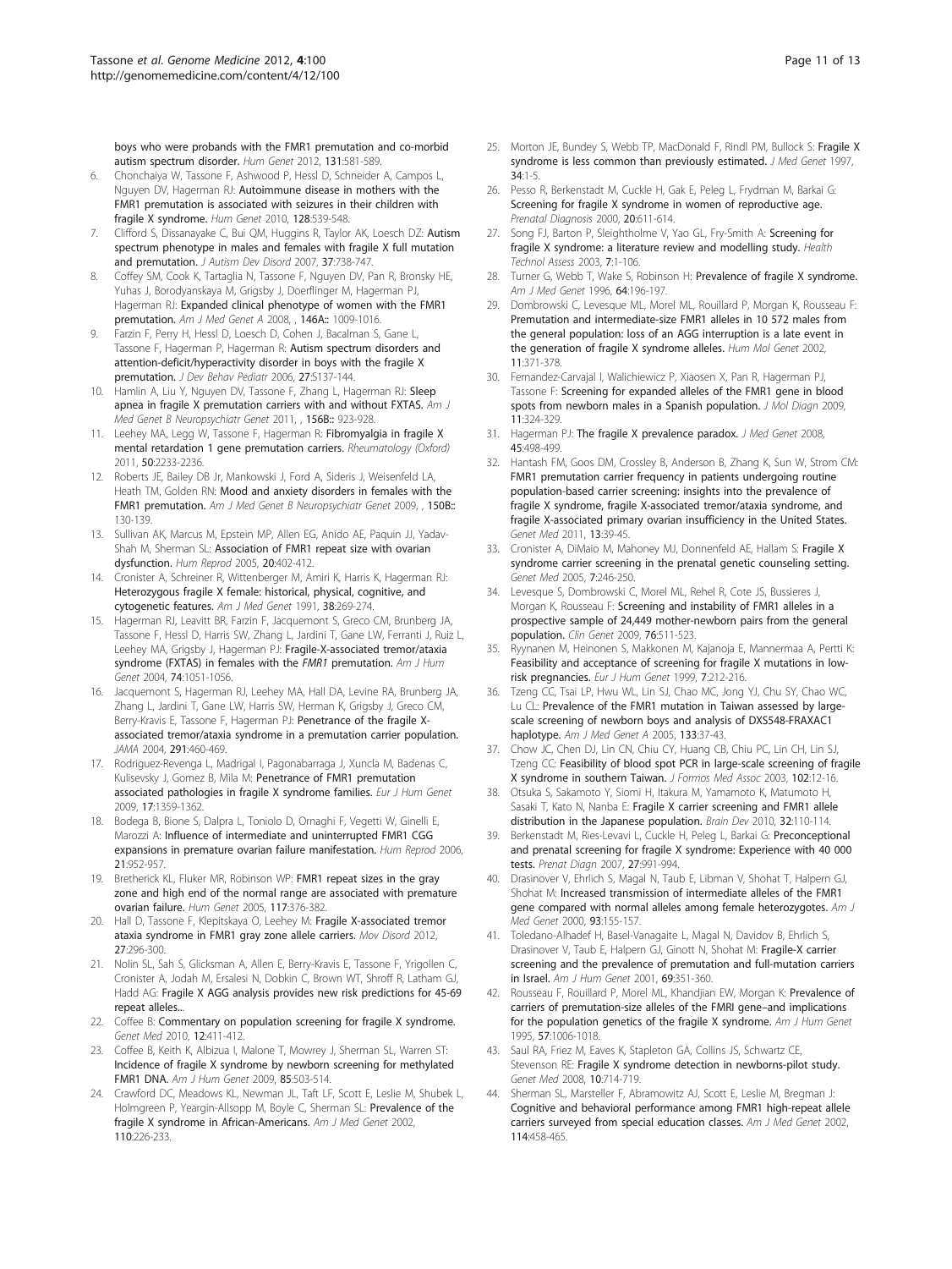boys who were probands with the FMR1 premutation and co-morbid autism spectrum disorder. *Hum Genet* 2012, **131**:581-589.

6. Chonchaiya W, Tassone F, Ashwood P, Hessl D, Schneider A, Campos L, Nguyen DV, Hagerman RJ: **Autoimmune disease in mothers with the FMR1 premutation is associated with seizures in their children with fragile X syndrome.** *Hum Genet* 2010, **128**:539-548.
7. Clifford S, Dissanayake C, Bui QM, Huggins R, Taylor AK, Loesch DZ: **Autism spectrum phenotype in males and females with fragile X full mutation and premutation.** *J Autism Dev Disord* 2007, **37**:738-747.
8. Coffey SM, Cook K, Tartaglia N, Tassone F, Nguyen DV, Pan R, Bronsky HE, Yuhas J, Borodyanskaya M, Grigsby J, Doerflinger M, Hagerman PJ, Hagerman RJ: **Expanded clinical phenotype of women with the FMR1 premutation.** *Am J Med Genet A* 2008, , **146A:**: 1009-1016.
9. Farzin F, Perry H, Hessl D, Loesch D, Cohen J, Bacalman S, Gane L, Tassone F, Hagerman P, Hagerman R: **Autism spectrum disorders and attention-deficit/hyperactivity disorder in boys with the fragile X premutation.** *J Dev Behav Pediatr* 2006, **27**:S137-144.
10. Hamlin A, Liu Y, Nguyen DV, Tassone F, Zhang L, Hagerman RJ: **Sleep apnea in fragile X premutation carriers with and without FXTAS.** *Am J Med Genet B Neuropsychiatr Genet* 2011, , **156B:**: 923-928.
11. Leehey MA, Legg W, Tassone F, Hagerman R: **Fibromyalgia in fragile X mental retardation 1 gene premutation carriers.** *Rheumatology (Oxford)* 2011, **50**:2233-2236.
12. Roberts JE, Bailey DB Jr, Mankowski J, Ford A, Sideris J, Weisenfeld LA, Heath TM, Golden RN: **Mood and anxiety disorders in females with the FMR1 premutation.** *Am J Med Genet B Neuropsychiatr Genet* 2009, , **150B:**: 130-139.
13. Sullivan AK, Marcus M, Epstein MP, Allen EG, Anido AE, Paquin JJ, Yadav-Shah M, Sherman SL: **Association of FMR1 repeat size with ovarian dysfunction.** *Hum Reprod* 2005, **20**:402-412.
14. Cronister A, Schreiner R, Wittenberger M, Amiri K, Harris K, Hagerman RJ: **Heterozygous fragile X female: historical, physical, cognitive, and cytogenetic features.** *Am J Med Genet* 1991, **38**:269-274.
15. Hagerman RJ, Leavitt BR, Farzin F, Jacquemont S, Greco CM, Brunberg JA, Tassone F, Hessl D, Harris SW, Zhang L, Jardini T, Gane LW, Ferranti J, Ruiz L, Leehey MA, Grigsby J, Hagerman PJ: **Fragile-X-associated tremor/ataxia syndrome (FXTAS) in females with the *FMR1* premutation.** *Am J Hum Genet* 2004, **74**:1051-1056.
16. Jacquemont S, Hagerman RJ, Leehey MA, Hall DA, Levine RA, Brunberg JA, Zhang L, Jardini T, Gane LW, Harris SW, Herman K, Grigsby J, Greco CM, Berry-Kravis E, Tassone F, Hagerman PJ: **Penetrance of the fragile X-associated tremor/ataxia syndrome in a premutation carrier population.** *JAMA* 2004, **291**:460-469.
17. Rodriguez-Revenga L, Madrigal I, Pagonabarraga J, Xuncla M, Badenas C, Kulisevsky J, Gomez B, Mila M: **Penetrance of FMR1 premutation associated pathologies in fragile X syndrome families.** *Eur J Hum Genet* 2009, **17**:1359-1362.
18. Bodega B, Bione S, Dalpra L, Toniolo D, Ornaghi F, Vegetti W, Ginelli E, Marozzi A: **Influence of intermediate and uninterrupted FMR1 CGG expansions in premature ovarian failure manifestation.** *Hum Reprod* 2006, **21**:952-957.
19. Bretherick KL, Fluker MR, Robinson WP: **FMR1 repeat sizes in the gray zone and high end of the normal range are associated with premature ovarian failure.** *Hum Genet* 2005, **117**:376-382.
20. Hall D, Tassone F, Klepitskaya O, Leehey M: **Fragile X-associated tremor ataxia syndrome in FMR1 gray zone allele carriers.** *Mov Disord* 2012, **27**:296-300.
21. Nolin SL, Sah S, Glicksman A, Allen E, Berry-Kravis E, Tassone F, Yrigollen C, Cronister A, Jodah M, Ersalesi N, Dobkin C, Brown WT, Shroff R, Latham GJ, Hadd AG: **Fragile X AGG analysis provides new risk predictions for 45-69 repeat alleles..**
22. Coffee B: **Commentary on population screening for fragile X syndrome.** *Genet Med* 2010, **12**:411-412.
23. Coffee B, Keith K, Albizua I, Malone T, Mowrey J, Sherman SL, Warren ST: **Incidence of fragile X syndrome by newborn screening for methylated FMR1 DNA.** *Am J Hum Genet* 2009, **85**:503-514.
24. Crawford DC, Meadows KL, Newman JL, Taft LF, Scott E, Leslie M, Shubek L, Holmgreen P, Yeargin-Allsopp M, Boyle C, Sherman SL: **Prevalence of the fragile X syndrome in African-Americans.** *Am J Med Genet* 2002, **110**:226-233.
25. Morton JE, Bundey S, Webb TP, MacDonald F, Rindl PM, Bullock S: **Fragile X syndrome is less common than previously estimated.** *J Med Genet* 1997, **34**:1-5.
26. Pesso R, Berkenstadt M, Cuckle H, Gak E, Peleg L, Frydman M, Barkai G: **Screening for fragile X syndrome in women of reproductive age.** *Prenatal Diagnosis* 2000, **20**:611-614.
27. Song FJ, Barton P, Sleightholme V, Yao GL, Fry-Smith A: **Screening for fragile X syndrome: a literature review and modelling study.** *Health Technol Assess* 2003, **7**:1-106.
28. Turner G, Webb T, Wake S, Robinson H: **Prevalence of fragile X syndrome.** *Am J Med Genet* 1996, **64**:196-197.
29. Dombrowski C, Levesque ML, Morel ML, Rouillard P, Morgan K, Rousseau F: **Premutation and intermediate-size FMR1 alleles in 10 572 males from the general population: loss of an AGG interruption is a late event in the generation of fragile X syndrome alleles.** *Hum Mol Genet* 2002, **11**:371-378.
30. Fernandez-Carvajal I, Walichiewicz P, Xiaosen X, Pan R, Hagerman PJ, Tassone F: **Screening for expanded alleles of the FMR1 gene in blood spots from newborn males in a Spanish population.** *J Mol Diagn* 2009, **11**:324-329.
31. Hagerman PJ: **The fragile X prevalence paradox.** *J Med Genet* 2008, **45**:498-499.
32. Hantash FM, Goos DM, Crossley B, Anderson B, Zhang K, Sun W, Strom CM: **FMR1 premutation carrier frequency in patients undergoing routine population-based carrier screening: insights into the prevalence of fragile X syndrome, fragile X-associated tremor/ataxia syndrome, and fragile X-associated primary ovarian insufficiency in the United States.** *Genet Med* 2011, **13**:39-45.
33. Cronister A, DiMaio M, Mahoney MJ, Donnenfeld AE, Hallam S: **Fragile X syndrome carrier screening in the prenatal genetic counseling setting.** *Genet Med* 2005, **7**:246-250.
34. Levesque S, Dombrowski C, Morel ML, Rehel R, Cote JS, Bussieres J, Morgan K, Rousseau F: **Screening and instability of FMR1 alleles in a prospective sample of 24,449 mother-newborn pairs from the general population.** *Clin Genet* 2009, **76**:511-523.
35. Ryynanen M, Heinonen S, Makkonen M, Kajanoja E, Mannermaa A, Pertti K: **Feasibility and acceptance of screening for fragile X mutations in low-risk pregnancies.** *Eur J Hum Genet* 1999, **7**:212-216.
36. Tzeng CC, Tsai LP, Hwu WL, Lin SJ, Chao MC, Jong YJ, Chu SY, Chao WC, Lu CL: **Prevalence of the FMR1 mutation in Taiwan assessed by large-scale screening of newborn boys and analysis of DXS548-FRAXAC1 haplotype.** *Am J Med Genet A* 2005, **133**:37-43.
37. Chow JC, Chen DJ, Lin CN, Chiu CY, Huang CB, Chiu PC, Lin CH, Lin SJ, Tzeng CC: **Feasibility of blood spot PCR in large-scale screening of fragile X syndrome in southern Taiwan.** *J Formos Med Assoc* 2003, **102**:12-16.
38. Otsuka S, Sakamoto Y, Siomi H, Itakura M, Yamamoto K, Matumoto H, Sasaki T, Kato N, Nanba E: **Fragile X carrier screening and FMR1 allele distribution in the Japanese population.** *Brain Dev* 2010, **32**:110-114.
39. Berkenstadt M, Ries-Levavi L, Cuckle H, Peleg L, Barkai G: **Preconceptional and prenatal screening for fragile X syndrome: Experience with 40 000 tests.** *Prenat Diagn* 2007, **27**:991-994.
40. Drasinover V, Ehrlich S, Magal N, Taub E, Libman V, Shohat T, Halpern GJ, Shohat M: **Increased transmission of intermediate alleles of the FMR1 gene compared with normal alleles among female heterozygotes.** *Am J Med Genet* 2000, **93**:155-157.
41. Toledano-Alhadef H, Basel-Vanagaite L, Magal N, Davidov B, Ehrlich S, Drasinover V, Taub E, Halpern GJ, Ginott N, Shohat M: **Fragile-X carrier screening and the prevalence of premutation and full-mutation carriers in Israel.** *Am J Hum Genet* 2001, **69**:351-360.
42. Rousseau F, Rouillard P, Morel ML, Khandjian EW, Morgan K: **Prevalence of carriers of premutation-size alleles of the FMRI gene–and implications for the population genetics of the fragile X syndrome.** *Am J Hum Genet* 1995, **57**:1006-1018.
43. Saul RA, Friez M, Eaves K, Stapleton GA, Collins JS, Schwartz CE, Stevenson RE: **Fragile X syndrome detection in newborns-pilot study.** *Genet Med* 2008, **10**:714-719.
44. Sherman SL, Marsteller F, Abramowitz AJ, Scott E, Leslie M, Bregman J: **Cognitive and behavioral performance among FMR1 high-repeat allele carriers surveyed from special education classes.** *Am J Med Genet* 2002, **114**:458-465.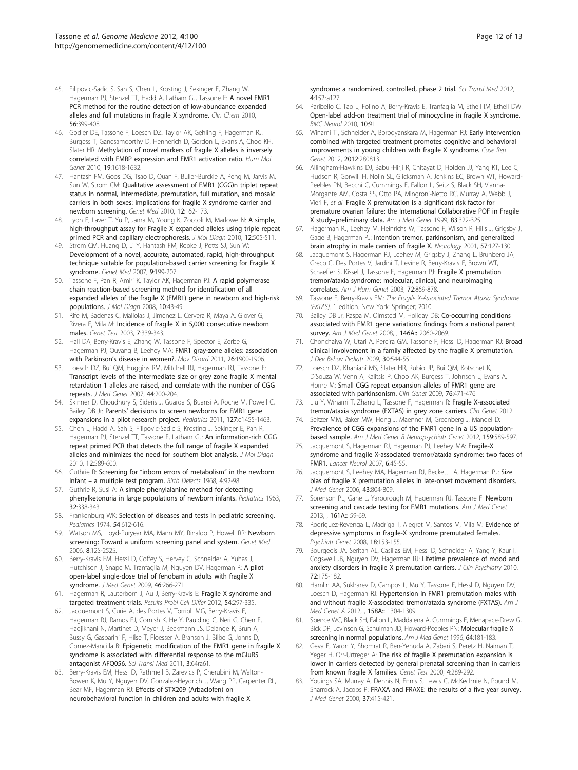45. Filipovic-Sadic S, Sah S, Chen L, Krosting J, Sekinger E, Zhang W, Hagerman PJ, Stenzel TT, Hadd A, Latham GJ, Tassone F: A novel FMR1 PCR method for the routine detection of low-abundance expanded alleles and full mutations in fragile X syndrome. *Clin Chem* 2010, **56**:399-408.
46. Godler DE, Tassone F, Loesch DZ, Taylor AK, Gehling F, Hagerman RJ, Burgess T, Ganesamoorthy D, Hennerich D, Gordon L, Evans A, Choo KH, Slater HR: Methylation of novel markers of fragile X alleles is inversely correlated with FMRP expression and FMR1 activation ratio. *Hum Mol Genet* 2010, **19**:1618-1632.
47. Hantash FM, Goos DG, Tsao D, Quan F, Buller-Burckle A, Peng M, Jarvis M, Sun W, Strom CM: Qualitative assessment of FMR1 (CGG)n triplet repeat status in normal, intermediate, premutation, full mutation, and mosaic carriers in both sexes: implications for fragile X syndrome carrier and newborn screening. *Genet Med* 2010, **12**:162-173.
48. Lyon E, Laver T, Yu P, Jama M, Young K, Zoccoli M, Marlowe N: A simple, high-throughput assay for Fragile X expanded alleles using triple repeat primed PCR and capillary electrophoresis. *J Mol Diagn* 2010, **12**:505-511.
49. Strom CM, Huang D, Li Y, Hantash FM, Rooke J, Potts SJ, Sun W: Development of a novel, accurate, automated, rapid, high-throughput technique suitable for population-based carrier screening for Fragile X syndrome. *Genet Med* 2007, **9**:199-207.
50. Tassone F, Pan R, Amiri K, Taylor AK, Hagerman PJ: A rapid polymerase chain reaction-based screening method for identification of all expanded alleles of the fragile X (FMR1) gene in newborn and high-risk populations. *J Mol Diagn* 2008, **10**:43-49.
51. Rife M, Badenas C, Mallolas J, Jimenez L, Cervera R, Maya A, Glover G, Rivera F, Mila M: Incidence of fragile X in 5,000 consecutive newborn males. *Genet Test* 2003, **7**:339-343.
52. Hall DA, Berry-Kravis E, Zhang W, Tassone F, Spector E, Zerbe G, Hagerman PJ, Ouyang B, Leehey MA: FMR1 gray-zone alleles: association with Parkinson's disease in women?. *Mov Disord* 2011, **26**:1900-1906.
53. Loesch DZ, Bui QM, Huggins RM, Mitchell RJ, Hagerman RJ, Tassone F: Transcript levels of the intermediate size or grey zone fragile X mental retardation 1 alleles are raised, and correlate with the number of CGG repeats. *J Med Genet* 2007, **44**:200-204.
54. Skinner D, Choudhury S, Sideris J, Guarda S, Buansi A, Roche M, Powell C, Bailey DB Jr: Parents' decisions to screen newborns for FMR1 gene expansions in a pilot research project. *Pediatrics* 2011, **127**:e1455-1463.
55. Chen L, Hadd A, Sah S, Filipovic-Sadic S, Krosting J, Sekinger E, Pan R, Hagerman PJ, Stenzel TT, Tassone F, Latham GJ: An information-rich CGG repeat primed PCR that detects the full range of fragile X expanded alleles and minimizes the need for southern blot analysis. *J Mol Diagn* 2010, **12**:589-600.
56. Guthrie R: Screening for "inborn errors of metabolism" in the newborn infant – a multiple test program. *Birth Defects* 1968, **4**:92-98.
57. Guthrie R, Susi A: A simple phenylalanine method for detecting phenylketonuria in large populations of newborn infants. *Pediatrics* 1963, **32**:338-343.
58. Frankenburg WK: Selection of diseases and tests in pediatric screening. *Pediatrics* 1974, **54**:612-616.
59. Watson MS, Lloyd-Puryear MA, Mann MY, Rinaldo P, Howell RR: Newborn screening: Toward a uniform screening panel and system. *Genet Med* 2006, **8**:12S-252S.
60. Berry-Kravis EM, Hessl D, Coffey S, Hervey C, Schneider A, Yuhas J, Hutchison J, Snape M, Tranfaglia M, Nguyen DV, Hagerman R: A pilot open-label single-dose trial of fenobam in adults with fragile X syndrome. *J Med Genet* 2009, **46**:266-271.
61. Hagerman R, Lauterborn J, Au J, Berry-Kravis E: Fragile X syndrome and targeted treatment trials. *Results Probl Cell Differ* 2012, **54**:297-335.
62. Jacquemont S, Curie A, des Portes V, Torrioli MG, Berry-Kravis E, Hagerman RJ, Ramos FJ, Cornish K, He Y, Paulding C, Neri G, Chen F, Hadjikhani N, Martinet D, Meyer J, Beckmann JS, Delange K, Brun A, Bussy G, Gasparini F, Hilse T, Floesser A, Branson J, Bilbe G, Johns D, Gomez-Mancilla B: Epigenetic modification of the FMR1 gene in fragile X syndrome is associated with differential response to the mGluR5 antagonist AFQ056. *Sci Transl Med* 2011, **3**:64ra61.
63. Berry-Kravis EM, Hessl D, Rathmell B, Zarevics P, Cherubini M, Walton-Bowen K, Mu Y, Nguyen DV, Gonzalez-Heydrich J, Wang PP, Carpenter RL, Bear MF, Hagerman RJ: Effects of STX209 (Arbaclofen) on neurobehavioral function in children and adults with fragile X syndrome: a randomized, controlled, phase 2 trial. *Sci Transl Med* 2012, **4**:152ra127.
64. Paribello C, Tao L, Folino A, Berry-Kravis E, Tranfaglia M, Ethell IM, Ethell DW: Open-label add-on treatment trial of minocycline in fragile X syndrome. *BMC Neurol* 2010, **10**:91.
65. Winarni TI, Schneider A, Borodyanskara M, Hagerman RJ: Early intervention combined with targeted treatment promotes cognitive and behavioral improvements in young children with fragile X syndrome. *Case Rep Genet* 2012, **2012**:280813.
66. Allingham-Hawkins DJ, Babul-Hirji R, Chitayat D, Holden JJ, Yang KT, Lee C, Hudson R, Gorwill H, Nolin SL, Glicksman A, Jenkins EC, Brown WT, Howard-Peebles PN, Becchi C, Cummings E, Fallon L, Seitz S, Black SH, Vianna-Morgante AM, Costa SS, Otto PA, Mingroni-Netto RC, Murray A, Webb J, Vieri F, *et al*: Fragile X premutation is a significant risk factor for premature ovarian failure: the International Collaborative POF in Fragile X study–preliminary data. *Am J Med Genet* 1999, **83**:322-325.
67. Hagerman RJ, Leehey M, Heinrichs W, Tassone F, Wilson R, Hills J, Grigsby J, Gage B, Hagerman PJ: Intention tremor, parkinsonism, and generalized brain atrophy in male carriers of fragile X. *Neurology* 2001, **57**:127-130.
68. Jacquemont S, Hagerman RJ, Leehey M, Grigsby J, Zhang L, Brunberg JA, Greco C, Des Portes V, Jardini T, Levine R, Berry-Kravis E, Brown WT, Schaeffer S, Kissel J, Tassone F, Hagerman PJ: Fragile X premutation tremor/ataxia syndrome: molecular, clinical, and neuroimaging correlates. *Am J Hum Genet* 2003, **72**:869-878.
69. Tassone F, Berry-Kravis EM: *The Fragile X-Associated Tremor Ataxia Syndrome (FXTAS).* 1 edition. New York: Springer; 2010.
70. Bailey DB Jr, Raspa M, Olmsted M, Holiday DB: Co-occurring conditions associated with FMR1 gene variations: findings from a national parent survey. *Am J Med Genet* 2008, , **146A:**: 2060-2069.
71. Chonchaiya W, Utari A, Pereira GM, Tassone F, Hessl D, Hagerman RJ: Broad clinical involvement in a family affected by the fragile X premutation. *J Dev Behav Pediatr* 2009, **30**:544-551.
72. Loesch DZ, Khaniani MS, Slater HR, Rubio JP, Bui QM, Kotschet K, D'Souza W, Venn A, Kalitsis P, Choo AK, Burgess T, Johnson L, Evans A, Horne M: Small CGG repeat expansion alleles of FMR1 gene are associated with parkinsonism. *Clin Genet* 2009, **76**:471-476.
73. Liu Y, Winarni T, Zhang L, Tassone F, Hagerman R: Fragile X-associated tremor/ataxia syndrome (FXTAS) in grey zone carriers. *Clin Genet* 2012.
74. Seltzer MM, Baker MW, Hong J, Maenner M, Greenberg J, Mandel D: Prevalence of CGG expansions of the FMR1 gene in a US population-based sample. *Am J Med Genet B Neuropsychiatr Genet* 2012, **159**:589-597.
75. Jacquemont S, Hagerman RJ, Hagerman PJ, Leehey MA: Fragile-X syndrome and fragile X-associated tremor/ataxia syndrome: two faces of FMR1. *Lancet Neurol* 2007, **6**:45-55.
76. Jacquemont S, Leehey MA, Hagerman RJ, Beckett LA, Hagerman PJ: Size bias of fragile X premutation alleles in late-onset movement disorders. *J Med Genet* 2006, **43**:804-809.
77. Sorenson PL, Gane L, Yarborough M, Hagerman RJ, Tassone F: Newborn screening and cascade testing for FMR1 mutations. *Am J Med Genet* 2013, , **161A:**: 59-69.
78. Rodriguez-Revenga L, Madrigal I, Alegret M, Santos M, Mila M: Evidence of depressive symptoms in fragile-X syndrome premutated females. *Psychiatr Genet* 2008, **18**:153-155.
79. Bourgeois JA, Seritan AL, Casillas EM, Hessl D, Schneider A, Yang Y, Kaur I, Cogswell JB, Nguyen DV, Hagerman RJ: Lifetime prevalence of mood and anxiety disorders in fragile X premutation carriers. *J Clin Psychiatry* 2010, **72**:175-182.
80. Hamlin AA, Sukharev D, Campos L, Mu Y, Tassone F, Hessl D, Nguyen DV, Loesch D, Hagerman RJ: Hypertension in FMR1 premutation males with and without fragile X-associated tremor/ataxia syndrome (FXTAS). *Am J Med Genet A* 2012, , **158A:**: 1304-1309.
81. Spence WC, Black SH, Fallon L, Maddalena A, Cummings E, Menapace-Drew G, Bick DP, Levinson G, Schulman JD, Howard-Peebles PN: Molecular fragile X screening in normal populations. *Am J Med Genet* 1996, **64**:181-183.
82. Geva E, Yaron Y, Shomrat R, Ben-Yehuda A, Zabari S, Peretz H, Naiman T, Yeger H, Orr-Urtreger A: The risk of fragile X premutation expansion is lower in carriers detected by general prenatal screening than in carriers from known fragile X families. *Genet Test* 2000, **4**:289-292.
83. Youings SA, Murray A, Dennis N, Ennis S, Lewis C, McKechnie N, Pound M, Sharrock A, Jacobs P: FRAXA and FRAXE: the results of a five year survey. *J Med Genet* 2000, **37**:415-421.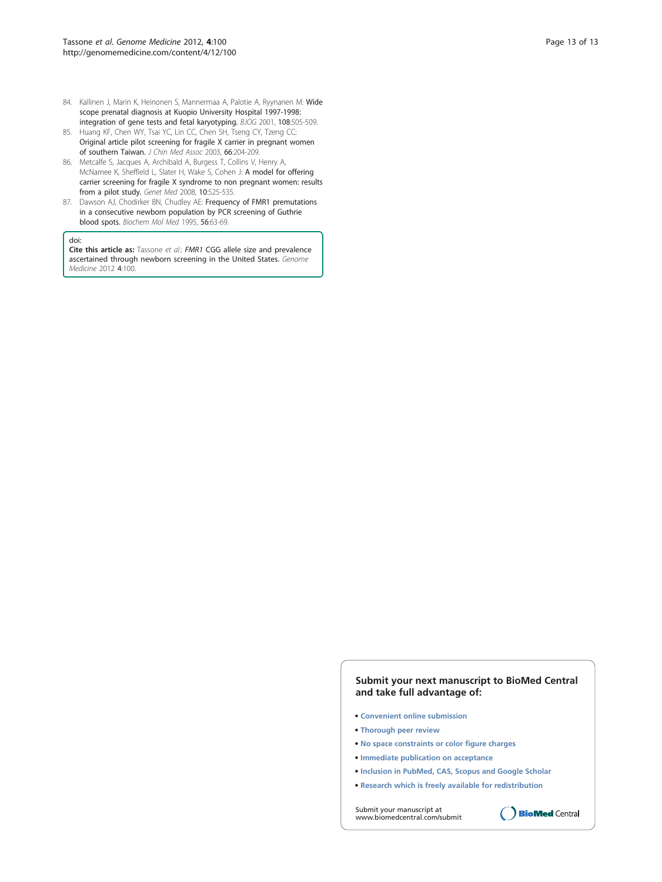84. Kallinen J, Marin K, Heinonen S, Mannermaa A, Palotie A, Ryynanen M: **Wide scope prenatal diagnosis at Kuopio University Hospital 1997-1998: integration of gene tests and fetal karyotyping.** *BJOG* 2001, **108**:505-509.
85. Huang KF, Chen WY, Tsai YC, Lin CC, Chen SH, Tseng CY, Tzeng CC: **Original article pilot screening for fragile X carrier in pregnant women of southern Taiwan.** *J Chin Med Assoc* 2003, **66**:204-209.
86. Metcalfe S, Jacques A, Archibald A, Burgess T, Collins V, Henry A, McNamee K, Sheffield L, Slater H, Wake S, Cohen J: **A model for offering carrier screening for fragile X syndrome to non pregnant women: results from a pilot study.** *Genet Med* 2008, **10**:525-535.
87. Dawson AJ, Chodirker BN, Chudley AE: **Frequency of FMR1 premutations in a consecutive newborn population by PCR screening of Guthrie blood spots.** *Biochem Mol Med* 1995, **56**:63-69.

doi:

**Cite this article as:** Tassone *et al.*: *FMR1* CGG allele size and prevalence ascertained through newborn screening in the United States. *Genome Medicine* 2012 **4**:100.

**Submit your next manuscript to BioMed Central and take full advantage of:**

- **Convenient online submission**
- **Thorough peer review**
- **No space constraints or color figure charges**
- **Immediate publication on acceptance**
- **Inclusion in PubMed, CAS, Scopus and Google Scholar**
- **Research which is freely available for redistribution**

Submit your manuscript at
www.biomedcentral.com/submit

BioMed Central